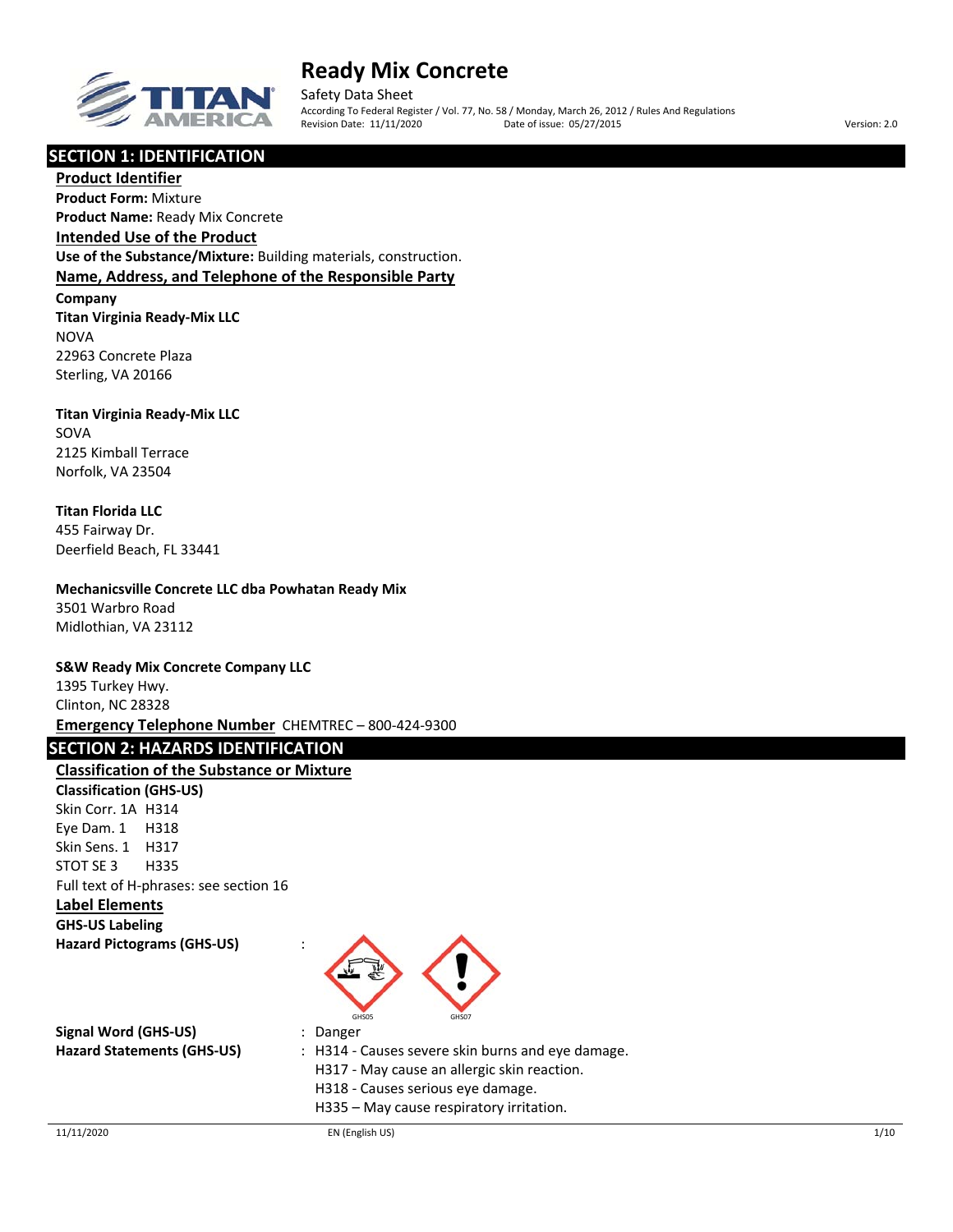# Ready Mix Concrete

Safety Data Sheet

According To Federal Register / Vol. 77, No. 58 / Monday, March 26, 2012 / Rules And Regulations

Revision Date: 11/11/2020 Date of issue: 05/27/2015 Version: 2.0

## SECTION 1: IDENTIFICATION

### Product Identifier

**Product Form:** Mixture

**Product Name:** Ready Mix Concrete

### Intended Use of the Product

**Use of the Substance/Mixture:** Building materials, construction.

### Name, Address, and Telephone of the Responsible Party

**Company**

**Titan Virginia Ready-Mix LLC**
NOVA
22963 Concrete Plaza
Sterling, VA 20166

**Titan Virginia Ready-Mix LLC**
SOVA
2125 Kimball Terrace
Norfolk, VA 23504

**Titan Florida LLC**
455 Fairway Dr.
Deerfield Beach, FL 33441

**Mechanicsville Concrete LLC dba Powhatan Ready Mix**
3501 Warbro Road
Midlothian, VA 23112

**S&W Ready Mix Concrete Company LLC**
1395 Turkey Hwy.
Clinton, NC 28328

### Emergency Telephone Number

CHEMTREC – 800-424-9300

## SECTION 2: HAZARDS IDENTIFICATION

### Classification of the Substance or Mixture

**Classification (GHS-US)**

Skin Corr. 1A H314
Eye Dam. 1 H318
Skin Sens. 1 H317
STOT SE 3 H335

Full text of H-phrases: see section 16

### Label Elements

**GHS-US Labeling**

**Hazard Pictograms (GHS-US)** :

GHS05 GHS07

**Signal Word (GHS-US)** : Danger

**Hazard Statements (GHS-US)** :
H314 - Causes severe skin burns and eye damage.
H317 - May cause an allergic skin reaction.
H318 - Causes serious eye damage.
H335 – May cause respiratory irritation.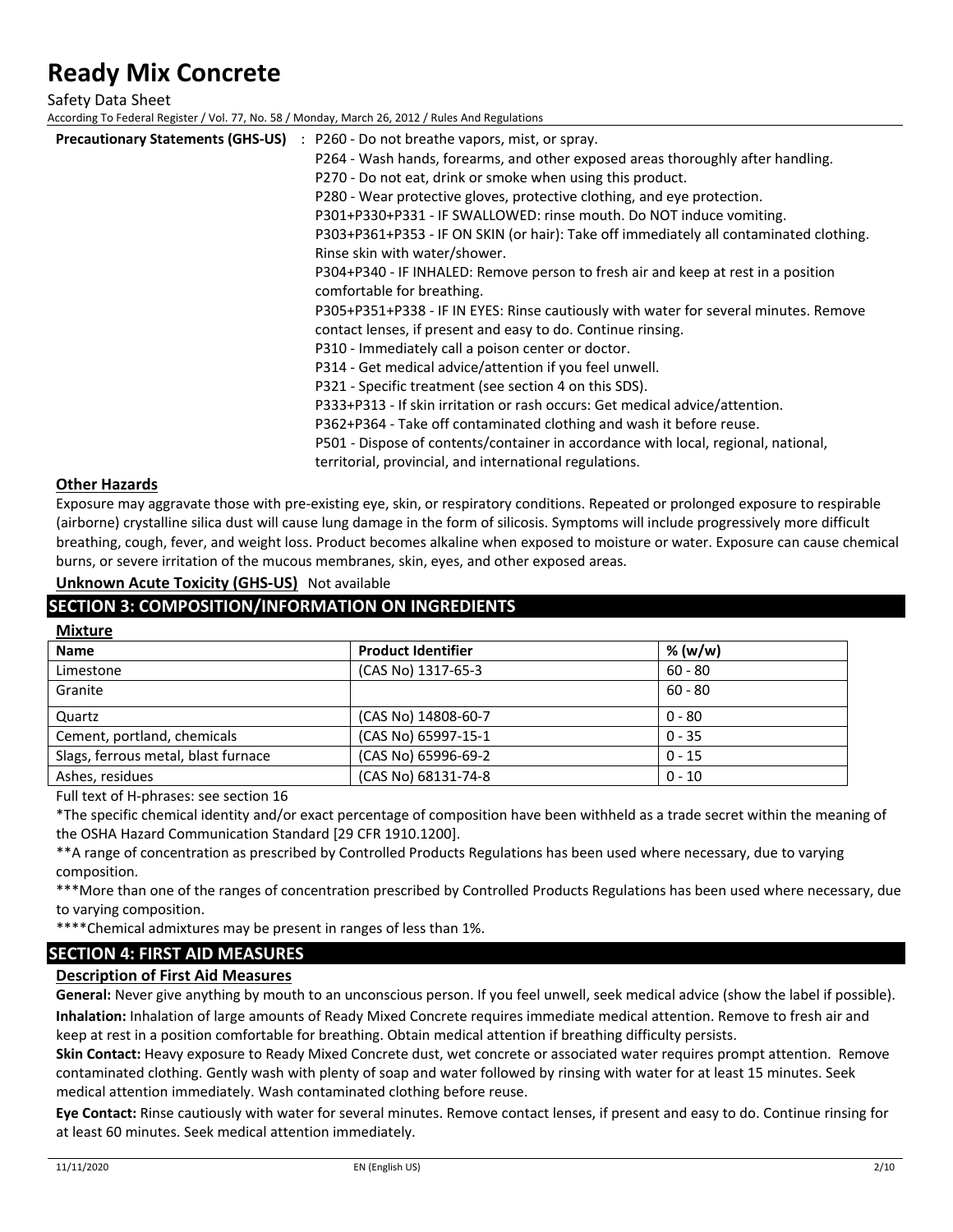**Precautionary Statements (GHS-US)** : P260 - Do not breathe vapors, mist, or spray.
P264 - Wash hands, forearms, and other exposed areas thoroughly after handling.
P270 - Do not eat, drink or smoke when using this product.
P280 - Wear protective gloves, protective clothing, and eye protection.
P301+P330+P331 - IF SWALLOWED: rinse mouth. Do NOT induce vomiting.
P303+P361+P353 - IF ON SKIN (or hair): Take off immediately all contaminated clothing. Rinse skin with water/shower.
P304+P340 - IF INHALED: Remove person to fresh air and keep at rest in a position comfortable for breathing.
P305+P351+P338 - IF IN EYES: Rinse cautiously with water for several minutes. Remove contact lenses, if present and easy to do. Continue rinsing.
P310 - Immediately call a poison center or doctor.
P314 - Get medical advice/attention if you feel unwell.
P321 - Specific treatment (see section 4 on this SDS).
P333+P313 - If skin irritation or rash occurs: Get medical advice/attention.
P362+P364 - Take off contaminated clothing and wash it before reuse.
P501 - Dispose of contents/container in accordance with local, regional, national, territorial, provincial, and international regulations.

### Other Hazards

Exposure may aggravate those with pre-existing eye, skin, or respiratory conditions. Repeated or prolonged exposure to respirable (airborne) crystalline silica dust will cause lung damage in the form of silicosis. Symptoms will include progressively more difficult breathing, cough, fever, and weight loss. Product becomes alkaline when exposed to moisture or water. Exposure can cause chemical burns, or severe irritation of the mucous membranes, skin, eyes, and other exposed areas.

**Unknown Acute Toxicity (GHS-US)** Not available

## SECTION 3: COMPOSITION/INFORMATION ON INGREDIENTS

### Mixture

| Name | Product Identifier | % (w/w) |
|---|---|---|
| Limestone | (CAS No) 1317-65-3 | 60 - 80 |
| Granite | | 60 - 80 |
| Quartz | (CAS No) 14808-60-7 | 0 - 80 |
| Cement, portland, chemicals | (CAS No) 65997-15-1 | 0 - 35 |
| Slags, ferrous metal, blast furnace | (CAS No) 65996-69-2 | 0 - 15 |
| Ashes, residues | (CAS No) 68131-74-8 | 0 - 10 |

Full text of H-phrases: see section 16

*The specific chemical identity and/or exact percentage of composition have been withheld as a trade secret within the meaning of the OSHA Hazard Communication Standard [29 CFR 1910.1200].

**A range of concentration as prescribed by Controlled Products Regulations has been used where necessary, due to varying composition.

***More than one of the ranges of concentration prescribed by Controlled Products Regulations has been used where necessary, due to varying composition.

****Chemical admixtures may be present in ranges of less than 1%.

## SECTION 4: FIRST AID MEASURES

### Description of First Aid Measures

**General:** Never give anything by mouth to an unconscious person. If you feel unwell, seek medical advice (show the label if possible).

**Inhalation:** Inhalation of large amounts of Ready Mixed Concrete requires immediate medical attention. Remove to fresh air and keep at rest in a position comfortable for breathing. Obtain medical attention if breathing difficulty persists.

**Skin Contact:** Heavy exposure to Ready Mixed Concrete dust, wet concrete or associated water requires prompt attention. Remove contaminated clothing. Gently wash with plenty of soap and water followed by rinsing with water for at least 15 minutes. Seek medical attention immediately. Wash contaminated clothing before reuse.

**Eye Contact:** Rinse cautiously with water for several minutes. Remove contact lenses, if present and easy to do. Continue rinsing for at least 60 minutes. Seek medical attention immediately.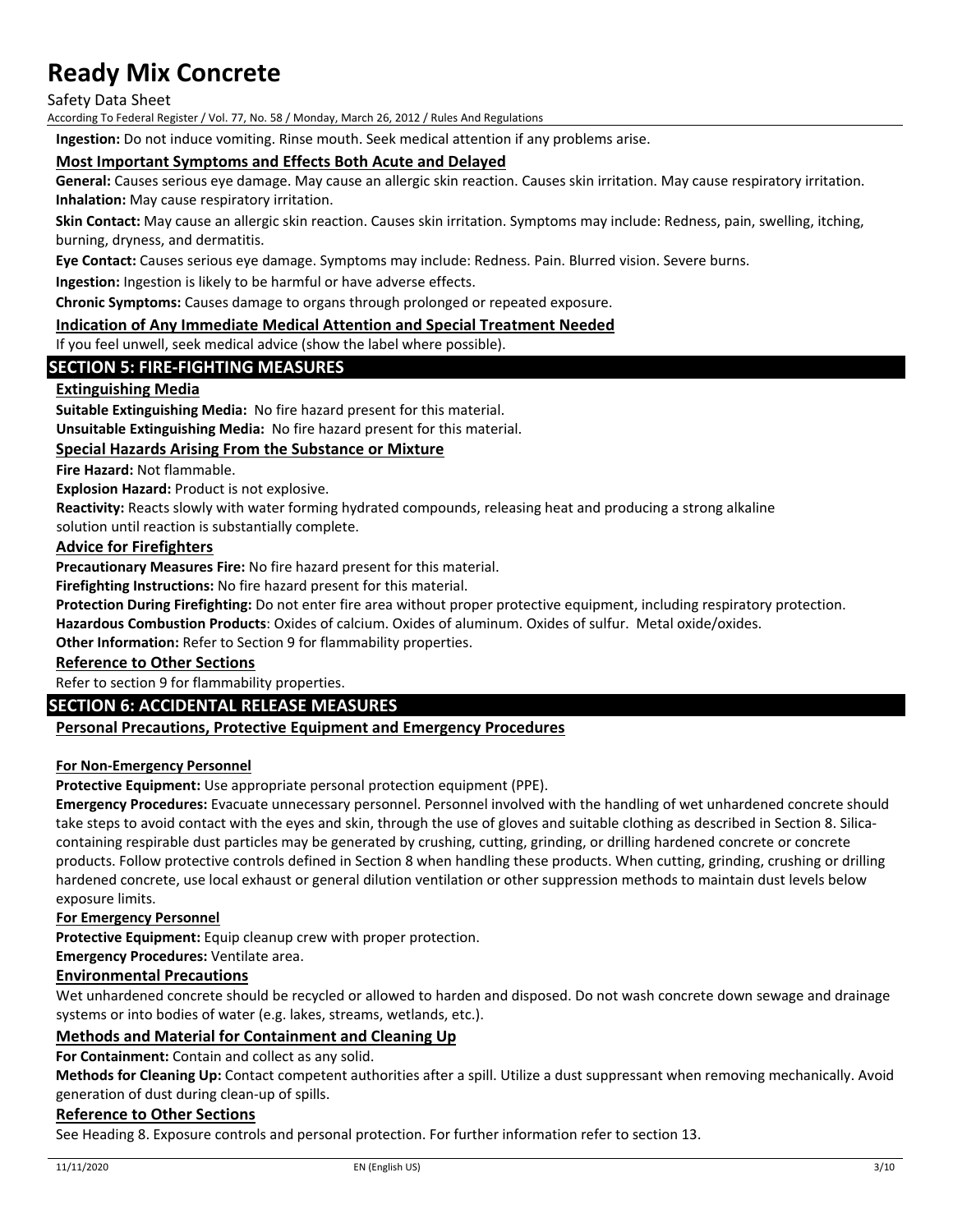**Ingestion:** Do not induce vomiting. Rinse mouth. Seek medical attention if any problems arise.

### Most Important Symptoms and Effects Both Acute and Delayed

**General:** Causes serious eye damage. May cause an allergic skin reaction. Causes skin irritation. May cause respiratory irritation.

**Inhalation:** May cause respiratory irritation.

**Skin Contact:** May cause an allergic skin reaction. Causes skin irritation. Symptoms may include: Redness, pain, swelling, itching, burning, dryness, and dermatitis.

**Eye Contact:** Causes serious eye damage. Symptoms may include: Redness. Pain. Blurred vision. Severe burns.

**Ingestion:** Ingestion is likely to be harmful or have adverse effects.

**Chronic Symptoms:** Causes damage to organs through prolonged or repeated exposure.

### Indication of Any Immediate Medical Attention and Special Treatment Needed

If you feel unwell, seek medical advice (show the label where possible).

## SECTION 5: FIRE-FIGHTING MEASURES

### Extinguishing Media

**Suitable Extinguishing Media:** No fire hazard present for this material.

**Unsuitable Extinguishing Media:** No fire hazard present for this material.

### Special Hazards Arising From the Substance or Mixture

**Fire Hazard:** Not flammable.

**Explosion Hazard:** Product is not explosive.

**Reactivity:** Reacts slowly with water forming hydrated compounds, releasing heat and producing a strong alkaline solution until reaction is substantially complete.

### Advice for Firefighters

**Precautionary Measures Fire:** No fire hazard present for this material.

**Firefighting Instructions:** No fire hazard present for this material.

**Protection During Firefighting:** Do not enter fire area without proper protective equipment, including respiratory protection.

**Hazardous Combustion Products**: Oxides of calcium. Oxides of aluminum. Oxides of sulfur. Metal oxide/oxides.

**Other Information:** Refer to Section 9 for flammability properties.

### Reference to Other Sections

Refer to section 9 for flammability properties.

## SECTION 6: ACCIDENTAL RELEASE MEASURES

### Personal Precautions, Protective Equipment and Emergency Procedures

#### For Non-Emergency Personnel

**Protective Equipment:** Use appropriate personal protection equipment (PPE).

**Emergency Procedures:** Evacuate unnecessary personnel. Personnel involved with the handling of wet unhardened concrete should take steps to avoid contact with the eyes and skin, through the use of gloves and suitable clothing as described in Section 8. Silica-containing respirable dust particles may be generated by crushing, cutting, grinding, or drilling hardened concrete or concrete products. Follow protective controls defined in Section 8 when handling these products. When cutting, grinding, crushing or drilling hardened concrete, use local exhaust or general dilution ventilation or other suppression methods to maintain dust levels below exposure limits.

#### For Emergency Personnel

**Protective Equipment:** Equip cleanup crew with proper protection.

**Emergency Procedures:** Ventilate area.

### Environmental Precautions

Wet unhardened concrete should be recycled or allowed to harden and disposed. Do not wash concrete down sewage and drainage systems or into bodies of water (e.g. lakes, streams, wetlands, etc.).

### Methods and Material for Containment and Cleaning Up

**For Containment:** Contain and collect as any solid.

**Methods for Cleaning Up:** Contact competent authorities after a spill. Utilize a dust suppressant when removing mechanically. Avoid generation of dust during clean-up of spills.

### Reference to Other Sections

See Heading 8. Exposure controls and personal protection. For further information refer to section 13.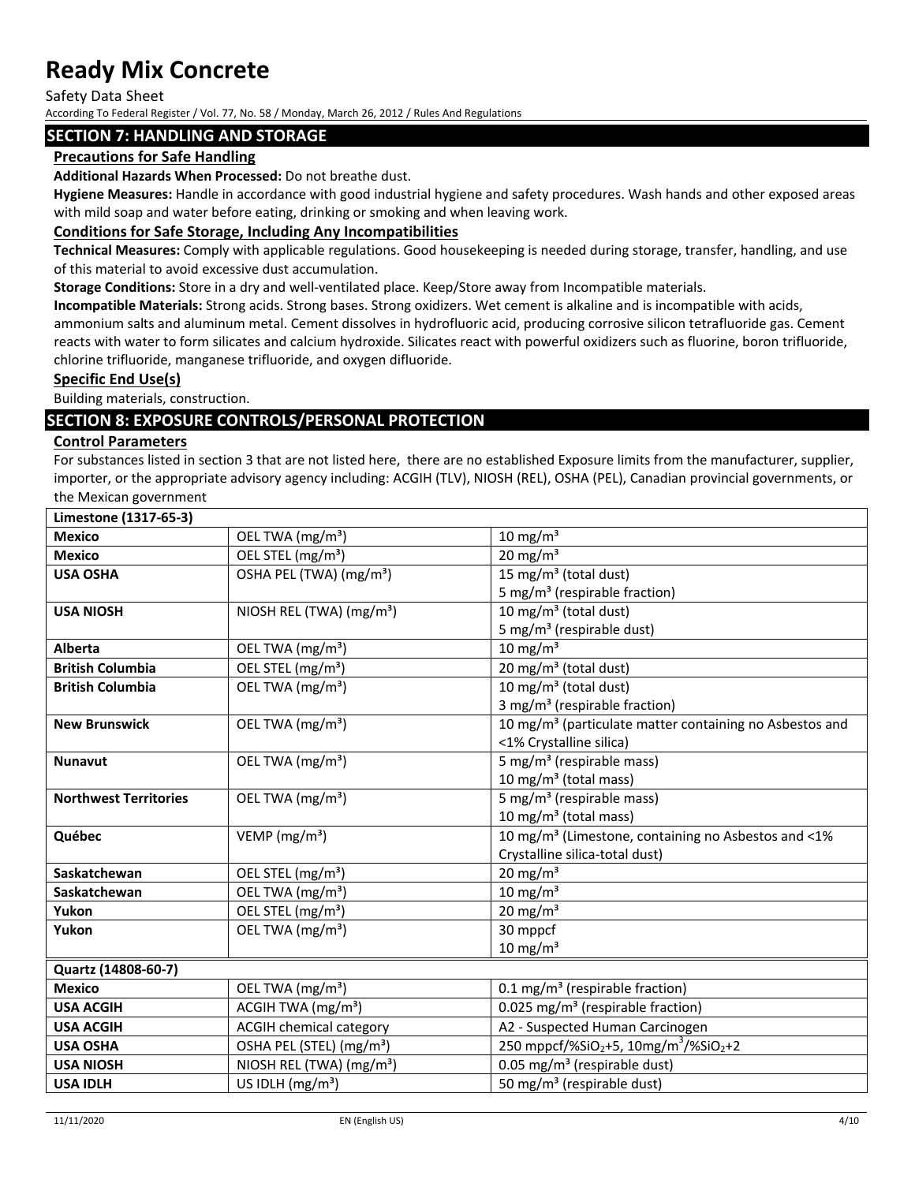## SECTION 7: HANDLING AND STORAGE

### Precautions for Safe Handling

**Additional Hazards When Processed:** Do not breathe dust.

**Hygiene Measures:** Handle in accordance with good industrial hygiene and safety procedures. Wash hands and other exposed areas with mild soap and water before eating, drinking or smoking and when leaving work.

### Conditions for Safe Storage, Including Any Incompatibilities

**Technical Measures:** Comply with applicable regulations. Good housekeeping is needed during storage, transfer, handling, and use of this material to avoid excessive dust accumulation.

**Storage Conditions:** Store in a dry and well-ventilated place. Keep/Store away from Incompatible materials.

**Incompatible Materials:** Strong acids. Strong bases. Strong oxidizers. Wet cement is alkaline and is incompatible with acids, ammonium salts and aluminum metal. Cement dissolves in hydrofluoric acid, producing corrosive silicon tetrafluoride gas. Cement reacts with water to form silicates and calcium hydroxide. Silicates react with powerful oxidizers such as fluorine, boron trifluoride, chlorine trifluoride, manganese trifluoride, and oxygen difluoride.

### Specific End Use(s)

Building materials, construction.

## SECTION 8: EXPOSURE CONTROLS/PERSONAL PROTECTION

### Control Parameters

For substances listed in section 3 that are not listed here, there are no established Exposure limits from the manufacturer, supplier, importer, or the appropriate advisory agency including: ACGIH (TLV), NIOSH (REL), OSHA (PEL), Canadian provincial governments, or the Mexican government

| Limestone (1317-65-3) | | |
|---|---|---|
| **Mexico** | OEL TWA (mg/m³) | 10 mg/m³ |
| **Mexico** | OEL STEL (mg/m³) | 20 mg/m³ |
| **USA OSHA** | OSHA PEL (TWA) (mg/m³) | 15 mg/m³ (total dust)<br>5 mg/m³ (respirable fraction) |
| **USA NIOSH** | NIOSH REL (TWA) (mg/m³) | 10 mg/m³ (total dust)<br>5 mg/m³ (respirable dust) |
| **Alberta** | OEL TWA (mg/m³) | 10 mg/m³ |
| **British Columbia** | OEL STEL (mg/m³) | 20 mg/m³ (total dust) |
| **British Columbia** | OEL TWA (mg/m³) | 10 mg/m³ (total dust)<br>3 mg/m³ (respirable fraction) |
| **New Brunswick** | OEL TWA (mg/m³) | 10 mg/m³ (particulate matter containing no Asbestos and <1% Crystalline silica) |
| **Nunavut** | OEL TWA (mg/m³) | 5 mg/m³ (respirable mass)<br>10 mg/m³ (total mass) |
| **Northwest Territories** | OEL TWA (mg/m³) | 5 mg/m³ (respirable mass)<br>10 mg/m³ (total mass) |
| **Québec** | VEMP (mg/m³) | 10 mg/m³ (Limestone, containing no Asbestos and <1% Crystalline silica-total dust) |
| **Saskatchewan** | OEL STEL (mg/m³) | 20 mg/m³ |
| **Saskatchewan** | OEL TWA (mg/m³) | 10 mg/m³ |
| **Yukon** | OEL STEL (mg/m³) | 20 mg/m³ |
| **Yukon** | OEL TWA (mg/m³) | 30 mppcf<br>10 mg/m³ |

| Quartz (14808-60-7) | | |
|---|---|---|
| **Mexico** | OEL TWA (mg/m³) | 0.1 mg/m³ (respirable fraction) |
| **USA ACGIH** | ACGIH TWA (mg/m³) | 0.025 mg/m³ (respirable fraction) |
| **USA ACGIH** | ACGIH chemical category | A2 - Suspected Human Carcinogen |
| **USA OSHA** | OSHA PEL (STEL) (mg/m³) | 250 mppcf/%$SiO_2$+5, 10mg/m³/%$SiO_2$+2 |
| **USA NIOSH** | NIOSH REL (TWA) (mg/m³) | 0.05 mg/m³ (respirable dust) |
| **USA IDLH** | US IDLH (mg/m³) | 50 mg/m³ (respirable dust) |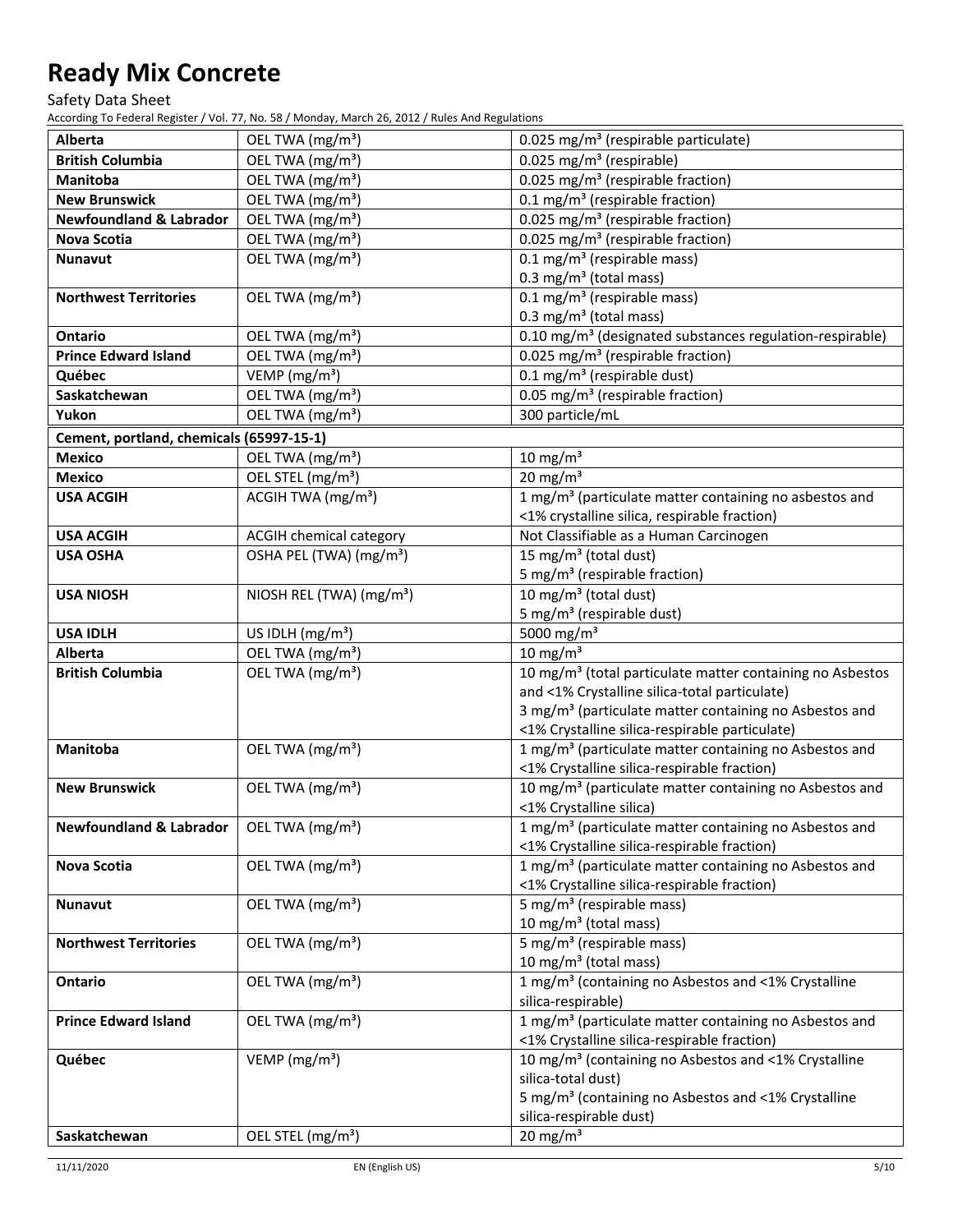# Ready Mix Concrete

Safety Data Sheet

According To Federal Register / Vol. 77, No. 58 / Monday, March 26, 2012 / Rules And Regulations

| | | |
|---|---|---|
| **Alberta** | OEL TWA (mg/m³) | 0.025 mg/m³ (respirable particulate) |
| **British Columbia** | OEL TWA (mg/m³) | 0.025 mg/m³ (respirable) |
| **Manitoba** | OEL TWA (mg/m³) | 0.025 mg/m³ (respirable fraction) |
| **New Brunswick** | OEL TWA (mg/m³) | 0.1 mg/m³ (respirable fraction) |
| **Newfoundland & Labrador** | OEL TWA (mg/m³) | 0.025 mg/m³ (respirable fraction) |
| **Nova Scotia** | OEL TWA (mg/m³) | 0.025 mg/m³ (respirable fraction) |
| **Nunavut** | OEL TWA (mg/m³) | 0.1 mg/m³ (respirable mass)<br>0.3 mg/m³ (total mass) |
| **Northwest Territories** | OEL TWA (mg/m³) | 0.1 mg/m³ (respirable mass)<br>0.3 mg/m³ (total mass) |
| **Ontario** | OEL TWA (mg/m³) | 0.10 mg/m³ (designated substances regulation-respirable) |
| **Prince Edward Island** | OEL TWA (mg/m³) | 0.025 mg/m³ (respirable fraction) |
| **Québec** | VEMP (mg/m³) | 0.1 mg/m³ (respirable dust) |
| **Saskatchewan** | OEL TWA (mg/m³) | 0.05 mg/m³ (respirable fraction) |
| **Yukon** | OEL TWA (mg/m³) | 300 particle/mL |
| **Cement, portland, chemicals (65997-15-1)** | | |
| **Mexico** | OEL TWA (mg/m³) | 10 mg/m³ |
| **Mexico** | OEL STEL (mg/m³) | 20 mg/m³ |
| **USA ACGIH** | ACGIH TWA (mg/m³) | 1 mg/m³ (particulate matter containing no asbestos and <1% crystalline silica, respirable fraction) |
| **USA ACGIH** | ACGIH chemical category | Not Classifiable as a Human Carcinogen |
| **USA OSHA** | OSHA PEL (TWA) (mg/m³) | 15 mg/m³ (total dust)<br>5 mg/m³ (respirable fraction) |
| **USA NIOSH** | NIOSH REL (TWA) (mg/m³) | 10 mg/m³ (total dust)<br>5 mg/m³ (respirable dust) |
| **USA IDLH** | US IDLH (mg/m³) | 5000 mg/m³ |
| **Alberta** | OEL TWA (mg/m³) | 10 mg/m³ |
| **British Columbia** | OEL TWA (mg/m³) | 10 mg/m³ (total particulate matter containing no Asbestos and <1% Crystalline silica-total particulate)<br>3 mg/m³ (particulate matter containing no Asbestos and <1% Crystalline silica-respirable particulate) |
| **Manitoba** | OEL TWA (mg/m³) | 1 mg/m³ (particulate matter containing no Asbestos and <1% Crystalline silica-respirable fraction) |
| **New Brunswick** | OEL TWA (mg/m³) | 10 mg/m³ (particulate matter containing no Asbestos and <1% Crystalline silica) |
| **Newfoundland & Labrador** | OEL TWA (mg/m³) | 1 mg/m³ (particulate matter containing no Asbestos and <1% Crystalline silica-respirable fraction) |
| **Nova Scotia** | OEL TWA (mg/m³) | 1 mg/m³ (particulate matter containing no Asbestos and <1% Crystalline silica-respirable fraction) |
| **Nunavut** | OEL TWA (mg/m³) | 5 mg/m³ (respirable mass)<br>10 mg/m³ (total mass) |
| **Northwest Territories** | OEL TWA (mg/m³) | 5 mg/m³ (respirable mass)<br>10 mg/m³ (total mass) |
| **Ontario** | OEL TWA (mg/m³) | 1 mg/m³ (containing no Asbestos and <1% Crystalline silica-respirable) |
| **Prince Edward Island** | OEL TWA (mg/m³) | 1 mg/m³ (particulate matter containing no Asbestos and <1% Crystalline silica-respirable fraction) |
| **Québec** | VEMP (mg/m³) | 10 mg/m³ (containing no Asbestos and <1% Crystalline silica-total dust)<br>5 mg/m³ (containing no Asbestos and <1% Crystalline silica-respirable dust) |
| **Saskatchewan** | OEL STEL (mg/m³) | 20 mg/m³ |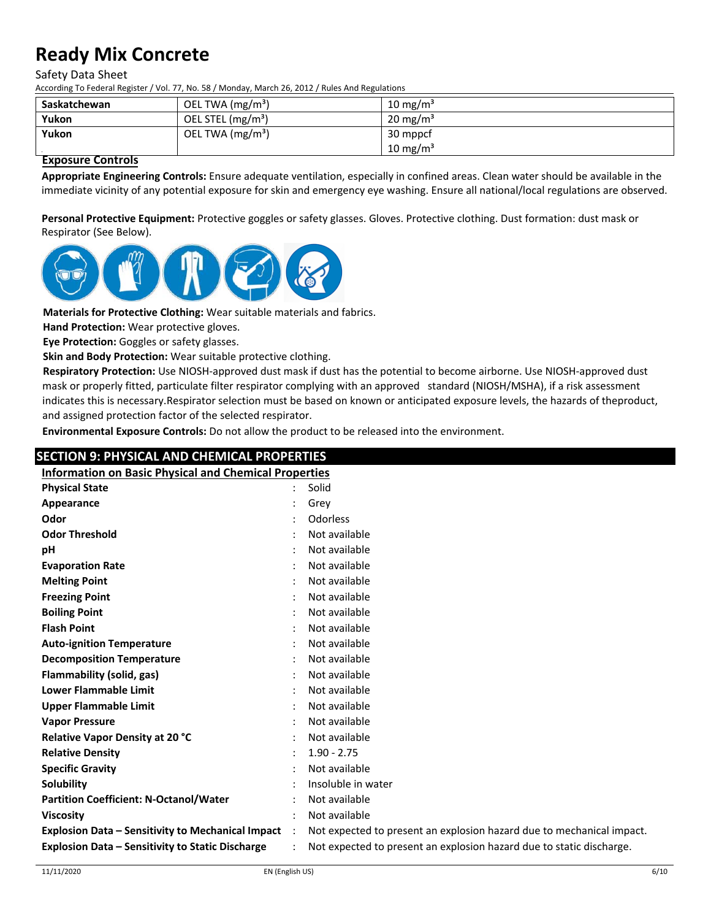| Saskatchewan | OEL TWA (mg/m³) | 10 mg/m³ |
|---|---|---|
| Yukon | OEL STEL (mg/m³) | 20 mg/m³ |
| Yukon | OEL TWA (mg/m³) | 30 mppcf<br>10 mg/m³ |

**Exposure Controls**

**Appropriate Engineering Controls:** Ensure adequate ventilation, especially in confined areas. Clean water should be available in the immediate vicinity of any potential exposure for skin and emergency eye washing. Ensure all national/local regulations are observed.

**Personal Protective Equipment:** Protective goggles or safety glasses. Gloves. Protective clothing. Dust formation: dust mask or Respirator (See Below).

**Materials for Protective Clothing:** Wear suitable materials and fabrics.

**Hand Protection:** Wear protective gloves.

**Eye Protection:** Goggles or safety glasses.

**Skin and Body Protection:** Wear suitable protective clothing.

**Respiratory Protection:** Use NIOSH-approved dust mask if dust has the potential to become airborne. Use NIOSH-approved dust mask or properly fitted, particulate filter respirator complying with an approved standard (NIOSH/MSHA), if a risk assessment indicates this is necessary.Respirator selection must be based on known or anticipated exposure levels, the hazards of theproduct, and assigned protection factor of the selected respirator.

**Environmental Exposure Controls:** Do not allow the product to be released into the environment.

## SECTION 9: PHYSICAL AND CHEMICAL PROPERTIES

**Information on Basic Physical and Chemical Properties**

| | | |
|---|---|---|
| **Physical State** | : | Solid |
| **Appearance** | : | Grey |
| **Odor** | : | Odorless |
| **Odor Threshold** | : | Not available |
| **pH** | : | Not available |
| **Evaporation Rate** | : | Not available |
| **Melting Point** | : | Not available |
| **Freezing Point** | : | Not available |
| **Boiling Point** | : | Not available |
| **Flash Point** | : | Not available |
| **Auto-ignition Temperature** | : | Not available |
| **Decomposition Temperature** | : | Not available |
| **Flammability (solid, gas)** | : | Not available |
| **Lower Flammable Limit** | : | Not available |
| **Upper Flammable Limit** | : | Not available |
| **Vapor Pressure** | : | Not available |
| **Relative Vapor Density at 20 °C** | : | Not available |
| **Relative Density** | : | 1.90 - 2.75 |
| **Specific Gravity** | : | Not available |
| **Solubility** | : | Insoluble in water |
| **Partition Coefficient: N-Octanol/Water** | : | Not available |
| **Viscosity** | : | Not available |
| **Explosion Data – Sensitivity to Mechanical Impact** | : | Not expected to present an explosion hazard due to mechanical impact. |
| **Explosion Data – Sensitivity to Static Discharge** | : | Not expected to present an explosion hazard due to static discharge. |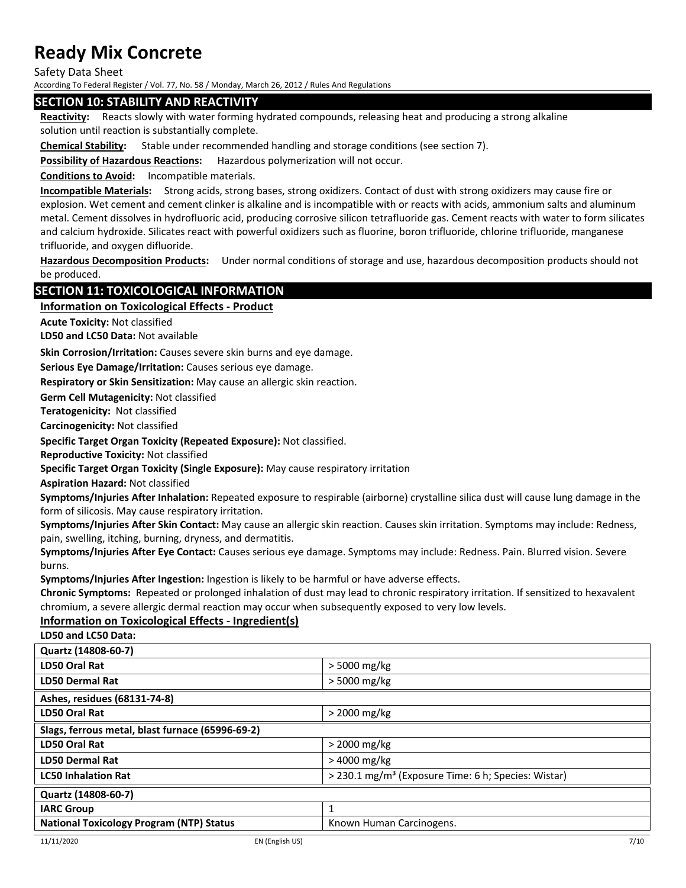## SECTION 10: STABILITY AND REACTIVITY

**Reactivity:** Reacts slowly with water forming hydrated compounds, releasing heat and producing a strong alkaline solution until reaction is substantially complete.

**Chemical Stability:** Stable under recommended handling and storage conditions (see section 7).

**Possibility of Hazardous Reactions:** Hazardous polymerization will not occur.

**Conditions to Avoid:** Incompatible materials.

**Incompatible Materials:** Strong acids, strong bases, strong oxidizers. Contact of dust with strong oxidizers may cause fire or explosion. Wet cement and cement clinker is alkaline and is incompatible with or reacts with acids, ammonium salts and aluminum metal. Cement dissolves in hydrofluoric acid, producing corrosive silicon tetrafluoride gas. Cement reacts with water to form silicates and calcium hydroxide. Silicates react with powerful oxidizers such as fluorine, boron trifluoride, chlorine trifluoride, manganese trifluoride, and oxygen difluoride.

**Hazardous Decomposition Products:** Under normal conditions of storage and use, hazardous decomposition products should not be produced.

## SECTION 11: TOXICOLOGICAL INFORMATION

### Information on Toxicological Effects - Product

**Acute Toxicity:** Not classified

**LD50 and LC50 Data:** Not available

**Skin Corrosion/Irritation:** Causes severe skin burns and eye damage.

**Serious Eye Damage/Irritation:** Causes serious eye damage.

**Respiratory or Skin Sensitization:** May cause an allergic skin reaction.

**Germ Cell Mutagenicity:** Not classified

**Teratogenicity:** Not classified

**Carcinogenicity:** Not classified

**Specific Target Organ Toxicity (Repeated Exposure):** Not classified.

**Reproductive Toxicity:** Not classified

**Specific Target Organ Toxicity (Single Exposure):** May cause respiratory irritation

**Aspiration Hazard:** Not classified

**Symptoms/Injuries After Inhalation:** Repeated exposure to respirable (airborne) crystalline silica dust will cause lung damage in the form of silicosis. May cause respiratory irritation.

**Symptoms/Injuries After Skin Contact:** May cause an allergic skin reaction. Causes skin irritation. Symptoms may include: Redness, pain, swelling, itching, burning, dryness, and dermatitis.

**Symptoms/Injuries After Eye Contact:** Causes serious eye damage. Symptoms may include: Redness. Pain. Blurred vision. Severe burns.

**Symptoms/Injuries After Ingestion:** Ingestion is likely to be harmful or have adverse effects.

**Chronic Symptoms:** Repeated or prolonged inhalation of dust may lead to chronic respiratory irritation. If sensitized to hexavalent chromium, a severe allergic dermal reaction may occur when subsequently exposed to very low levels.

### Information on Toxicological Effects - Ingredient(s)

**LD50 and LC50 Data:**

| **Quartz (14808-60-7)** | |
|---|---|
| **LD50 Oral Rat** | > 5000 mg/kg |
| **LD50 Dermal Rat** | > 5000 mg/kg |
| **Ashes, residues (68131-74-8)** | |
| **LD50 Oral Rat** | > 2000 mg/kg |
| **Slags, ferrous metal, blast furnace (65996-69-2)** | |
| **LD50 Oral Rat** | > 2000 mg/kg |
| **LD50 Dermal Rat** | > 4000 mg/kg |
| **LC50 Inhalation Rat** | > 230.1 mg/m³ (Exposure Time: 6 h; Species: Wistar) |
| **Quartz (14808-60-7)** | |
| **IARC Group** | 1 |
| **National Toxicology Program (NTP) Status** | Known Human Carcinogens. |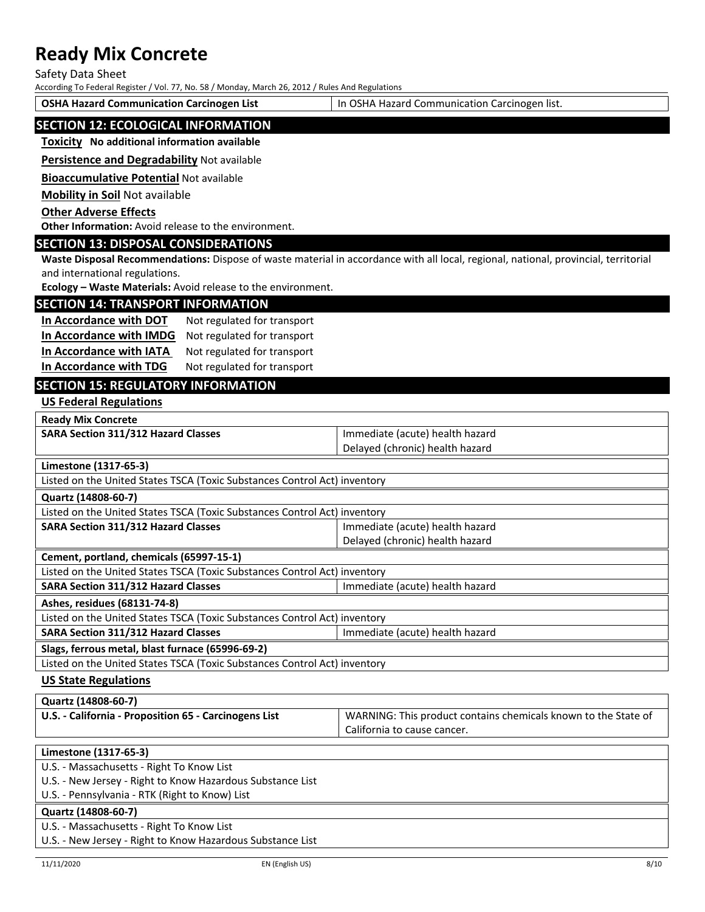| OSHA Hazard Communication Carcinogen List | In OSHA Hazard Communication Carcinogen list. |
|---|---|

## SECTION 12: ECOLOGICAL INFORMATION

**Toxicity** **No additional information available**

**Persistence and Degradability** Not available

**Bioaccumulative Potential** Not available

**Mobility in Soil** Not available

**Other Adverse Effects**

**Other Information:** Avoid release to the environment.

## SECTION 13: DISPOSAL CONSIDERATIONS

**Waste Disposal Recommendations:** Dispose of waste material in accordance with all local, regional, national, provincial, territorial and international regulations.

**Ecology – Waste Materials:** Avoid release to the environment.

## SECTION 14: TRANSPORT INFORMATION

| | |
|---|---|
| **In Accordance with DOT** | Not regulated for transport |
| **In Accordance with IMDG** | Not regulated for transport |
| **In Accordance with IATA** | Not regulated for transport |
| **In Accordance with TDG** | Not regulated for transport |

## SECTION 15: REGULATORY INFORMATION

### US Federal Regulations

| **Ready Mix Concrete** | |
|---|---|
| **SARA Section 311/312 Hazard Classes** | Immediate (acute) health hazard<br>Delayed (chronic) health hazard |

| **Limestone (1317-65-3)** | |
|---|---|
| Listed on the United States TSCA (Toxic Substances Control Act) inventory | |

| **Quartz (14808-60-7)** | |
|---|---|
| Listed on the United States TSCA (Toxic Substances Control Act) inventory | |
| **SARA Section 311/312 Hazard Classes** | Immediate (acute) health hazard<br>Delayed (chronic) health hazard |

| **Cement, portland, chemicals (65997-15-1)** | |
|---|---|
| Listed on the United States TSCA (Toxic Substances Control Act) inventory | |
| **SARA Section 311/312 Hazard Classes** | Immediate (acute) health hazard |

| **Ashes, residues (68131-74-8)** | |
|---|---|
| Listed on the United States TSCA (Toxic Substances Control Act) inventory | |
| **SARA Section 311/312 Hazard Classes** | Immediate (acute) health hazard |

| **Slags, ferrous metal, blast furnace (65996-69-2)** | |
|---|---|
| Listed on the United States TSCA (Toxic Substances Control Act) inventory | |

### US State Regulations

| **Quartz (14808-60-7)** | |
|---|---|
| **U.S. - California - Proposition 65 - Carcinogens List** | WARNING: This product contains chemicals known to the State of California to cause cancer. |

| **Limestone (1317-65-3)** |
|---|
| U.S. - Massachusetts - Right To Know List |
| U.S. - New Jersey - Right to Know Hazardous Substance List |
| U.S. - Pennsylvania - RTK (Right to Know) List |
| **Quartz (14808-60-7)** |
| U.S. - Massachusetts - Right To Know List |
| U.S. - New Jersey - Right to Know Hazardous Substance List |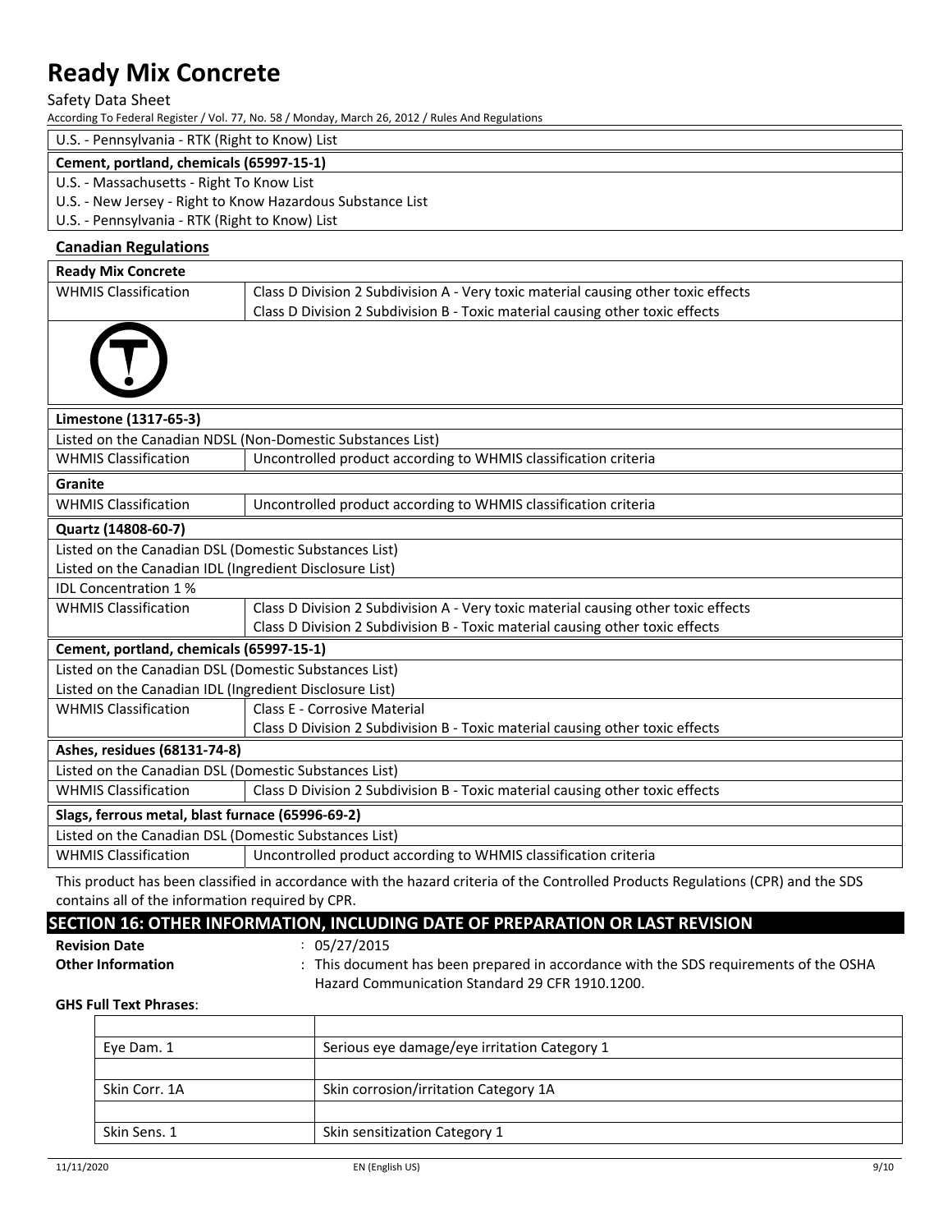U.S. - Pennsylvania - RTK (Right to Know) List

**Cement, portland, chemicals (65997-15-1)**

U.S. - Massachusetts - Right To Know List
U.S. - New Jersey - Right to Know Hazardous Substance List
U.S. - Pennsylvania - RTK (Right to Know) List

### Canadian Regulations

| **Ready Mix Concrete** | |
|---|---|
| WHMIS Classification | Class D Division 2 Subdivision A - Very toxic material causing other toxic effects<br>Class D Division 2 Subdivision B - Toxic material causing other toxic effects |

| **Limestone (1317-65-3)** | |
|---|---|
| Listed on the Canadian NDSL (Non-Domestic Substances List) | |
| WHMIS Classification | Uncontrolled product according to WHMIS classification criteria |

| **Granite** | |
|---|---|
| WHMIS Classification | Uncontrolled product according to WHMIS classification criteria |

| **Quartz (14808-60-7)** | |
|---|---|
| Listed on the Canadian DSL (Domestic Substances List) | |
| Listed on the Canadian IDL (Ingredient Disclosure List) | |
| IDL Concentration 1 % | |
| WHMIS Classification | Class D Division 2 Subdivision A - Very toxic material causing other toxic effects<br>Class D Division 2 Subdivision B - Toxic material causing other toxic effects |

| **Cement, portland, chemicals (65997-15-1)** | |
|---|---|
| Listed on the Canadian DSL (Domestic Substances List) | |
| Listed on the Canadian IDL (Ingredient Disclosure List) | |
| WHMIS Classification | Class E - Corrosive Material<br>Class D Division 2 Subdivision B - Toxic material causing other toxic effects |

| **Ashes, residues (68131-74-8)** | |
|---|---|
| Listed on the Canadian DSL (Domestic Substances List) | |
| WHMIS Classification | Class D Division 2 Subdivision B - Toxic material causing other toxic effects |

| **Slags, ferrous metal, blast furnace (65996-69-2)** | |
|---|---|
| Listed on the Canadian DSL (Domestic Substances List) | |
| WHMIS Classification | Uncontrolled product according to WHMIS classification criteria |

This product has been classified in accordance with the hazard criteria of the Controlled Products Regulations (CPR) and the SDS contains all of the information required by CPR.

## SECTION 16: OTHER INFORMATION, INCLUDING DATE OF PREPARATION OR LAST REVISION

**Revision Date** : 05/27/2015

**Other Information** : This document has been prepared in accordance with the SDS requirements of the OSHA Hazard Communication Standard 29 CFR 1910.1200.

**GHS Full Text Phrases**:

| | |
|---|---|
| Eye Dam. 1 | Serious eye damage/eye irritation Category 1 |
| Skin Corr. 1A | Skin corrosion/irritation Category 1A |
| Skin Sens. 1 | Skin sensitization Category 1 |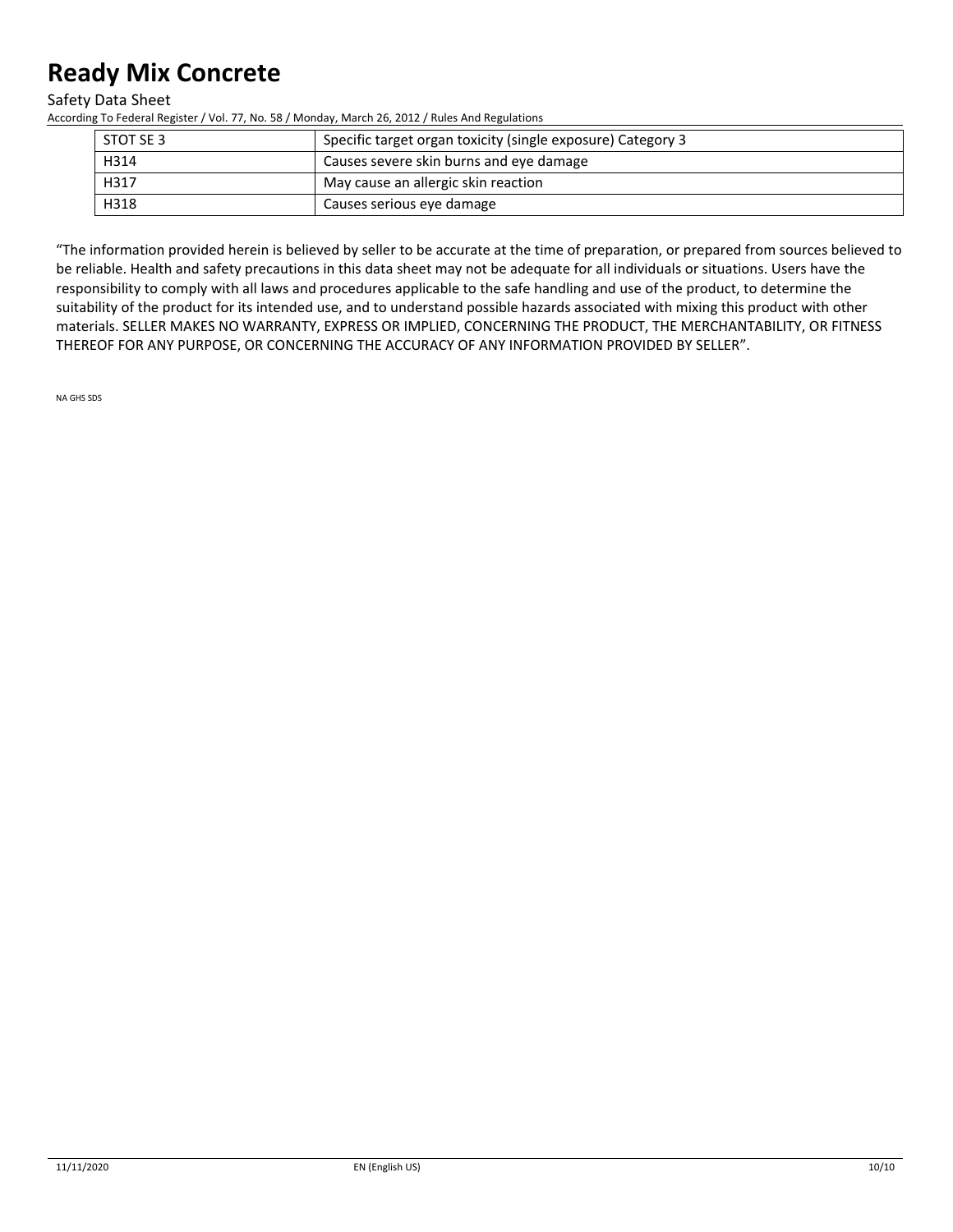| | |
|---|---|
| STOT SE 3 | Specific target organ toxicity (single exposure) Category 3 |
| H314 | Causes severe skin burns and eye damage |
| H317 | May cause an allergic skin reaction |
| H318 | Causes serious eye damage |

“The information provided herein is believed by seller to be accurate at the time of preparation, or prepared from sources believed to be reliable. Health and safety precautions in this data sheet may not be adequate for all individuals or situations. Users have the responsibility to comply with all laws and procedures applicable to the safe handling and use of the product, to determine the suitability of the product for its intended use, and to understand possible hazards associated with mixing this product with other materials. SELLER MAKES NO WARRANTY, EXPRESS OR IMPLIED, CONCERNING THE PRODUCT, THE MERCHANTABILITY, OR FITNESS THEREOF FOR ANY PURPOSE, OR CONCERNING THE ACCURACY OF ANY INFORMATION PROVIDED BY SELLER”.

NA GHS SDS